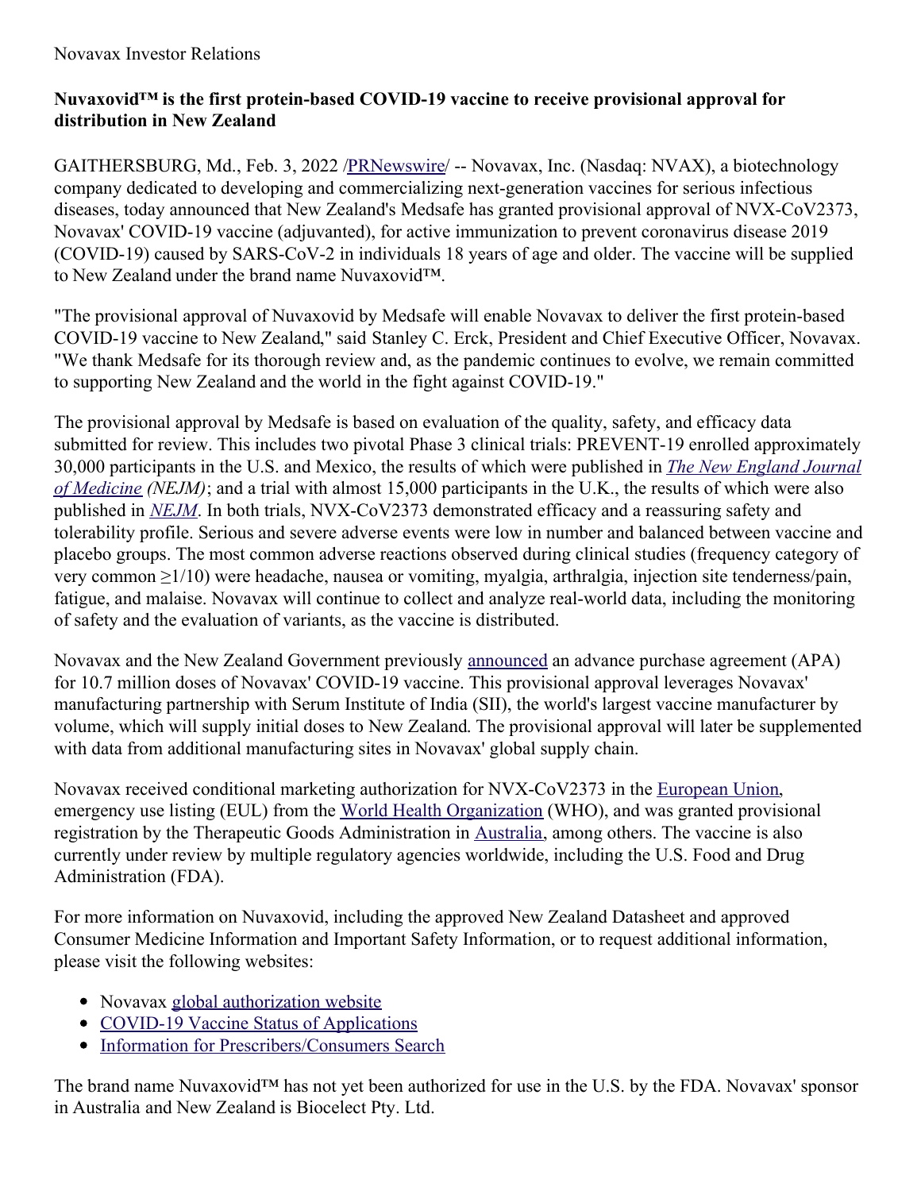Novavax Investor Relations

## Nuvaxovid™ is the first protein-based COVID-19 vaccine to receive provisional approval for distribution in New Zealand

GAITHERSBURG, Md., Feb. 3, 2022 /PRNewswire/ -- Novavax, Inc. (Nasdaq: NVAX), a biotechnology company dedicated to developing and commercializing next-generation vaccines for serious infectious diseases, today announced that New Zealand's Medsafe has granted provisional approval of NVX-CoV2373, Novavax' COVID-19 vaccine (adjuvanted), for active immunization to prevent coronavirus disease 2019 (COVID-19) caused by SARS-CoV-2 in individuals 18 years of age and older. The vaccine will be supplied to New Zealand under the brand name Nuvaxovid™.

"The provisional approval of Nuvaxovid by Medsafe will enable Novavax to deliver the first protein-based COVID-19 vaccine to New Zealand," said Stanley C. Erck, President and Chief Executive Officer, Novavax. "We thank Medsafe for its thorough review and, as the pandemic continues to evolve, we remain committed to supporting New Zealand and the world in the fight against COVID-19."

The provisional approval by Medsafe is based on evaluation of the quality, safety, and efficacy data submitted for review. This includes two pivotal Phase 3 clinical trials: PREVENT-19 enrolled approximately 30,000 participants in the U.S. and Mexico, the results of which were published in *The New England Journal of Medicine (NEJM)*; and a trial with almost 15,000 participants in the U.K., the results of which were also published in *NEJM*. In both trials, NVX-CoV2373 demonstrated efficacy and a reassuring safety and tolerability profile. Serious and severe adverse events were low in number and balanced between vaccine and placebo groups. The most common adverse reactions observed during clinical studies (frequency category of very common ≥1/10) were headache, nausea or vomiting, myalgia, arthralgia, injection site tenderness/pain, fatigue, and malaise. Novavax will continue to collect and analyze real-world data, including the monitoring of safety and the evaluation of variants, as the vaccine is distributed.

Novavax and the New Zealand Government previously announced an advance purchase agreement (APA) for 10.7 million doses of Novavax' COVID-19 vaccine. This provisional approval leverages Novavax' manufacturing partnership with Serum Institute of India (SII), the world's largest vaccine manufacturer by volume, which will supply initial doses to New Zealand. The provisional approval will later be supplemented with data from additional manufacturing sites in Novavax' global supply chain.

Novavax received conditional marketing authorization for NVX-CoV2373 in the European Union, emergency use listing (EUL) from the World Health Organization (WHO), and was granted provisional registration by the Therapeutic Goods Administration in Australia, among others. The vaccine is also currently under review by multiple regulatory agencies worldwide, including the U.S. Food and Drug Administration (FDA).

For more information on Nuvaxovid, including the approved New Zealand Datasheet and approved Consumer Medicine Information and Important Safety Information, or to request additional information, please visit the following websites:

- Novavax global authorization website
- COVID-19 Vaccine Status of Applications
- Information for Prescribers/Consumers Search

The brand name Nuvaxovid™ has not yet been authorized for use in the U.S. by the FDA. Novavax' sponsor in Australia and New Zealand is Biocelect Pty. Ltd.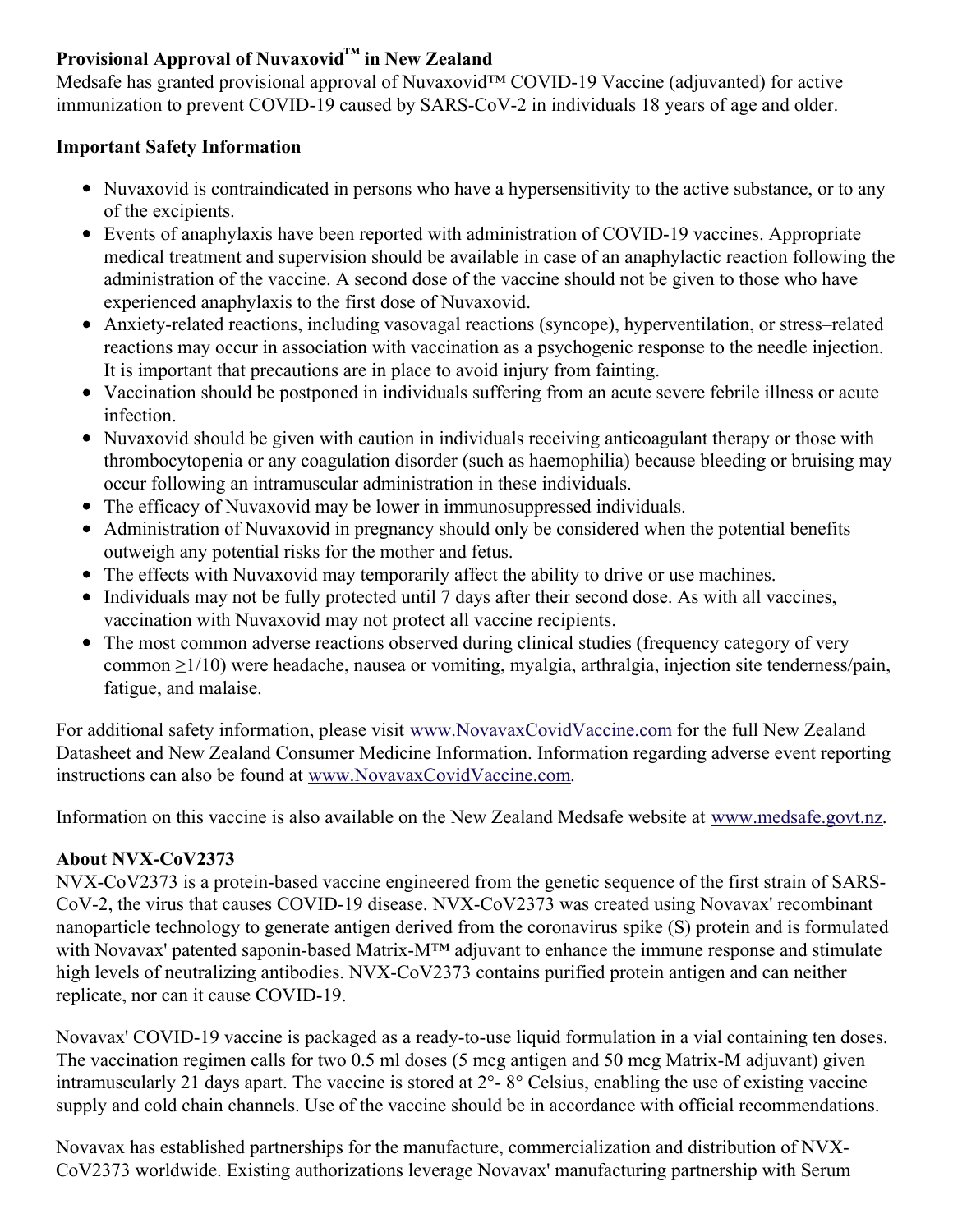**Provisional Approval of Nuvaxovid™ in New Zealand**

Medsafe has granted provisional approval of Nuvaxovid™ COVID-19 Vaccine (adjuvanted) for active immunization to prevent COVID-19 caused by SARS-CoV-2 in individuals 18 years of age and older.

**Important Safety Information**

- Nuvaxovid is contraindicated in persons who have a hypersensitivity to the active substance, or to any of the excipients.
- Events of anaphylaxis have been reported with administration of COVID-19 vaccines. Appropriate medical treatment and supervision should be available in case of an anaphylactic reaction following the administration of the vaccine. A second dose of the vaccine should not be given to those who have experienced anaphylaxis to the first dose of Nuvaxovid.
- Anxiety-related reactions, including vasovagal reactions (syncope), hyperventilation, or stress–related reactions may occur in association with vaccination as a psychogenic response to the needle injection. It is important that precautions are in place to avoid injury from fainting.
- Vaccination should be postponed in individuals suffering from an acute severe febrile illness or acute infection.
- Nuvaxovid should be given with caution in individuals receiving anticoagulant therapy or those with thrombocytopenia or any coagulation disorder (such as haemophilia) because bleeding or bruising may occur following an intramuscular administration in these individuals.
- The efficacy of Nuvaxovid may be lower in immunosuppressed individuals.
- Administration of Nuvaxovid in pregnancy should only be considered when the potential benefits outweigh any potential risks for the mother and fetus.
- The effects with Nuvaxovid may temporarily affect the ability to drive or use machines.
- Individuals may not be fully protected until 7 days after their second dose. As with all vaccines, vaccination with Nuvaxovid may not protect all vaccine recipients.
- The most common adverse reactions observed during clinical studies (frequency category of very common ≥1/10) were headache, nausea or vomiting, myalgia, arthralgia, injection site tenderness/pain, fatigue, and malaise.

For additional safety information, please visit www.NovavaxCovidVaccine.com for the full New Zealand Datasheet and New Zealand Consumer Medicine Information. Information regarding adverse event reporting instructions can also be found at www.NovavaxCovidVaccine.com.

Information on this vaccine is also available on the New Zealand Medsafe website at www.medsafe.govt.nz.

**About NVX-CoV2373**

NVX-CoV2373 is a protein-based vaccine engineered from the genetic sequence of the first strain of SARS-CoV-2, the virus that causes COVID-19 disease. NVX-CoV2373 was created using Novavax' recombinant nanoparticle technology to generate antigen derived from the coronavirus spike (S) protein and is formulated with Novavax' patented saponin-based Matrix-M™ adjuvant to enhance the immune response and stimulate high levels of neutralizing antibodies. NVX-CoV2373 contains purified protein antigen and can neither replicate, nor can it cause COVID-19.

Novavax' COVID-19 vaccine is packaged as a ready-to-use liquid formulation in a vial containing ten doses. The vaccination regimen calls for two 0.5 ml doses (5 mcg antigen and 50 mcg Matrix-M adjuvant) given intramuscularly 21 days apart. The vaccine is stored at 2°- 8° Celsius, enabling the use of existing vaccine supply and cold chain channels. Use of the vaccine should be in accordance with official recommendations.

Novavax has established partnerships for the manufacture, commercialization and distribution of NVX-CoV2373 worldwide. Existing authorizations leverage Novavax' manufacturing partnership with Serum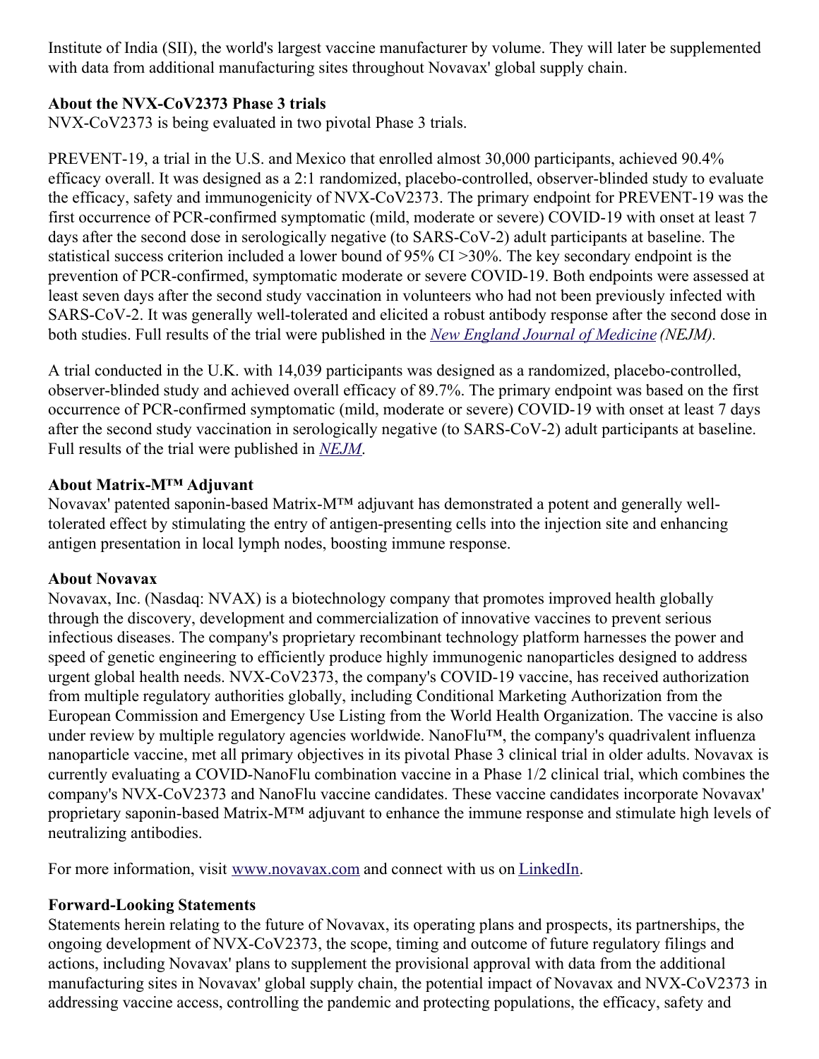Institute of India (SII), the world's largest vaccine manufacturer by volume. They will later be supplemented with data from additional manufacturing sites throughout Novavax' global supply chain.

**About the NVX-CoV2373 Phase 3 trials**
NVX-CoV2373 is being evaluated in two pivotal Phase 3 trials.

PREVENT-19, a trial in the U.S. and Mexico that enrolled almost 30,000 participants, achieved 90.4% efficacy overall. It was designed as a 2:1 randomized, placebo-controlled, observer-blinded study to evaluate the efficacy, safety and immunogenicity of NVX-CoV2373. The primary endpoint for PREVENT-19 was the first occurrence of PCR-confirmed symptomatic (mild, moderate or severe) COVID-19 with onset at least 7 days after the second dose in serologically negative (to SARS-CoV-2) adult participants at baseline. The statistical success criterion included a lower bound of 95% CI >30%. The key secondary endpoint is the prevention of PCR-confirmed, symptomatic moderate or severe COVID-19. Both endpoints were assessed at least seven days after the second study vaccination in volunteers who had not been previously infected with SARS-CoV-2. It was generally well-tolerated and elicited a robust antibody response after the second dose in both studies. Full results of the trial were published in the *New England Journal of Medicine (NEJM).*

A trial conducted in the U.K. with 14,039 participants was designed as a randomized, placebo-controlled, observer-blinded study and achieved overall efficacy of 89.7%. The primary endpoint was based on the first occurrence of PCR-confirmed symptomatic (mild, moderate or severe) COVID-19 with onset at least 7 days after the second study vaccination in serologically negative (to SARS-CoV-2) adult participants at baseline. Full results of the trial were published in *NEJM*.

**About Matrix-M™ Adjuvant**
Novavax' patented saponin-based Matrix-M™ adjuvant has demonstrated a potent and generally well-tolerated effect by stimulating the entry of antigen-presenting cells into the injection site and enhancing antigen presentation in local lymph nodes, boosting immune response.

**About Novavax**
Novavax, Inc. (Nasdaq: NVAX) is a biotechnology company that promotes improved health globally through the discovery, development and commercialization of innovative vaccines to prevent serious infectious diseases. The company's proprietary recombinant technology platform harnesses the power and speed of genetic engineering to efficiently produce highly immunogenic nanoparticles designed to address urgent global health needs. NVX-CoV2373, the company's COVID-19 vaccine, has received authorization from multiple regulatory authorities globally, including Conditional Marketing Authorization from the European Commission and Emergency Use Listing from the World Health Organization. The vaccine is also under review by multiple regulatory agencies worldwide. NanoFlu™, the company's quadrivalent influenza nanoparticle vaccine, met all primary objectives in its pivotal Phase 3 clinical trial in older adults. Novavax is currently evaluating a COVID-NanoFlu combination vaccine in a Phase 1/2 clinical trial, which combines the company's NVX-CoV2373 and NanoFlu vaccine candidates. These vaccine candidates incorporate Novavax' proprietary saponin-based Matrix-M™ adjuvant to enhance the immune response and stimulate high levels of neutralizing antibodies.

For more information, visit www.novavax.com and connect with us on LinkedIn.

**Forward-Looking Statements**
Statements herein relating to the future of Novavax, its operating plans and prospects, its partnerships, the ongoing development of NVX-CoV2373, the scope, timing and outcome of future regulatory filings and actions, including Novavax' plans to supplement the provisional approval with data from the additional manufacturing sites in Novavax' global supply chain, the potential impact of Novavax and NVX-CoV2373 in addressing vaccine access, controlling the pandemic and protecting populations, the efficacy, safety and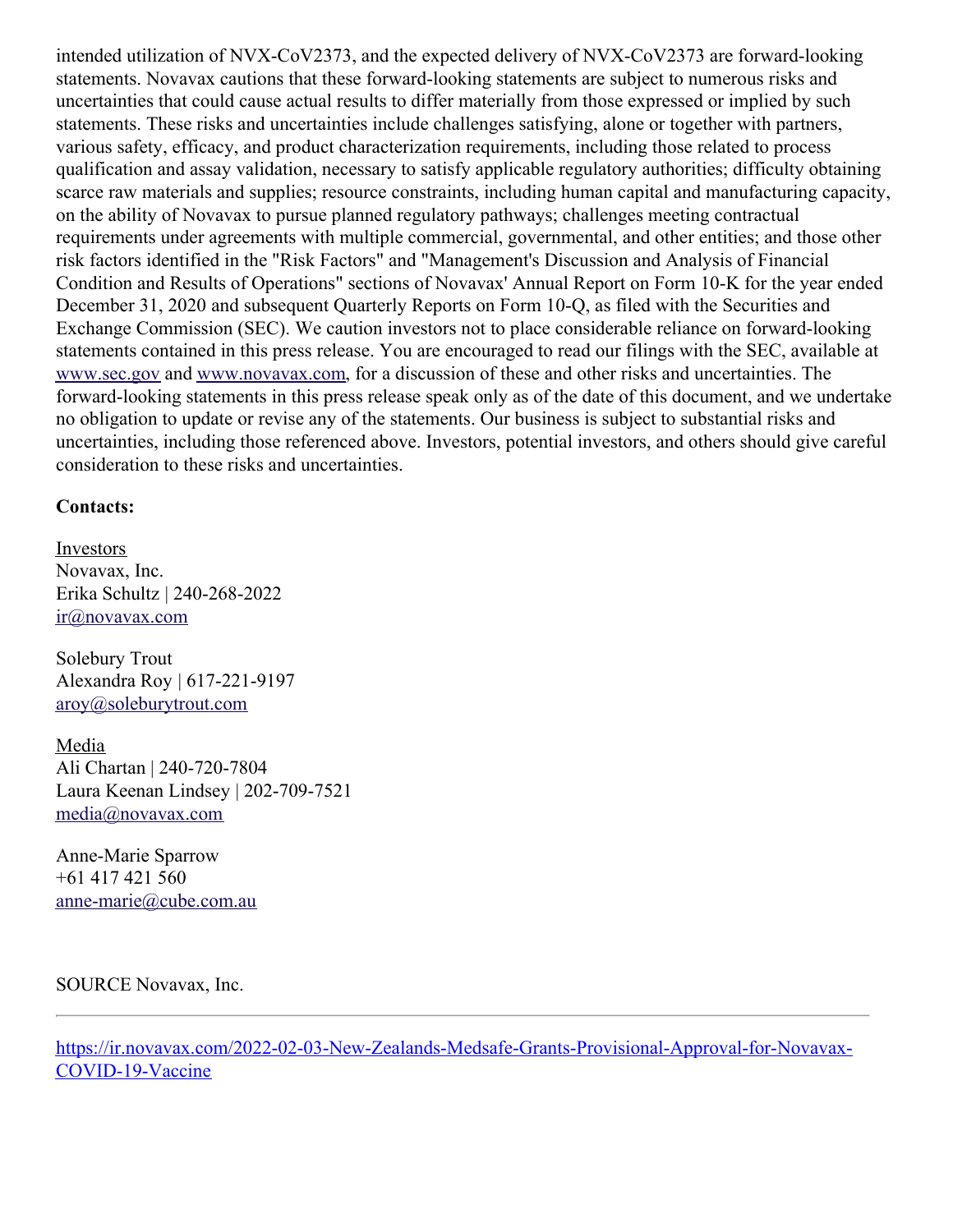intended utilization of NVX-CoV2373, and the expected delivery of NVX-CoV2373 are forward-looking statements. Novavax cautions that these forward-looking statements are subject to numerous risks and uncertainties that could cause actual results to differ materially from those expressed or implied by such statements. These risks and uncertainties include challenges satisfying, alone or together with partners, various safety, efficacy, and product characterization requirements, including those related to process qualification and assay validation, necessary to satisfy applicable regulatory authorities; difficulty obtaining scarce raw materials and supplies; resource constraints, including human capital and manufacturing capacity, on the ability of Novavax to pursue planned regulatory pathways; challenges meeting contractual requirements under agreements with multiple commercial, governmental, and other entities; and those other risk factors identified in the "Risk Factors" and "Management's Discussion and Analysis of Financial Condition and Results of Operations" sections of Novavax' Annual Report on Form 10-K for the year ended December 31, 2020 and subsequent Quarterly Reports on Form 10-Q, as filed with the Securities and Exchange Commission (SEC). We caution investors not to place considerable reliance on forward-looking statements contained in this press release. You are encouraged to read our filings with the SEC, available at www.sec.gov and www.novavax.com, for a discussion of these and other risks and uncertainties. The forward-looking statements in this press release speak only as of the date of this document, and we undertake no obligation to update or revise any of the statements. Our business is subject to substantial risks and uncertainties, including those referenced above. Investors, potential investors, and others should give careful consideration to these risks and uncertainties.

**Contacts:**

Investors
Novavax, Inc.
Erika Schultz | 240-268-2022
ir@novavax.com

Solebury Trout
Alexandra Roy | 617-221-9197
aroy@soleburytrout.com

Media
Ali Chartan | 240-720-7804
Laura Keenan Lindsey | 202-709-7521
media@novavax.com

Anne-Marie Sparrow
+61 417 421 560
anne-marie@cube.com.au

SOURCE Novavax, Inc.

---

https://ir.novavax.com/2022-02-03-New-Zealands-Medsafe-Grants-Provisional-Approval-for-Novavax-COVID-19-Vaccine